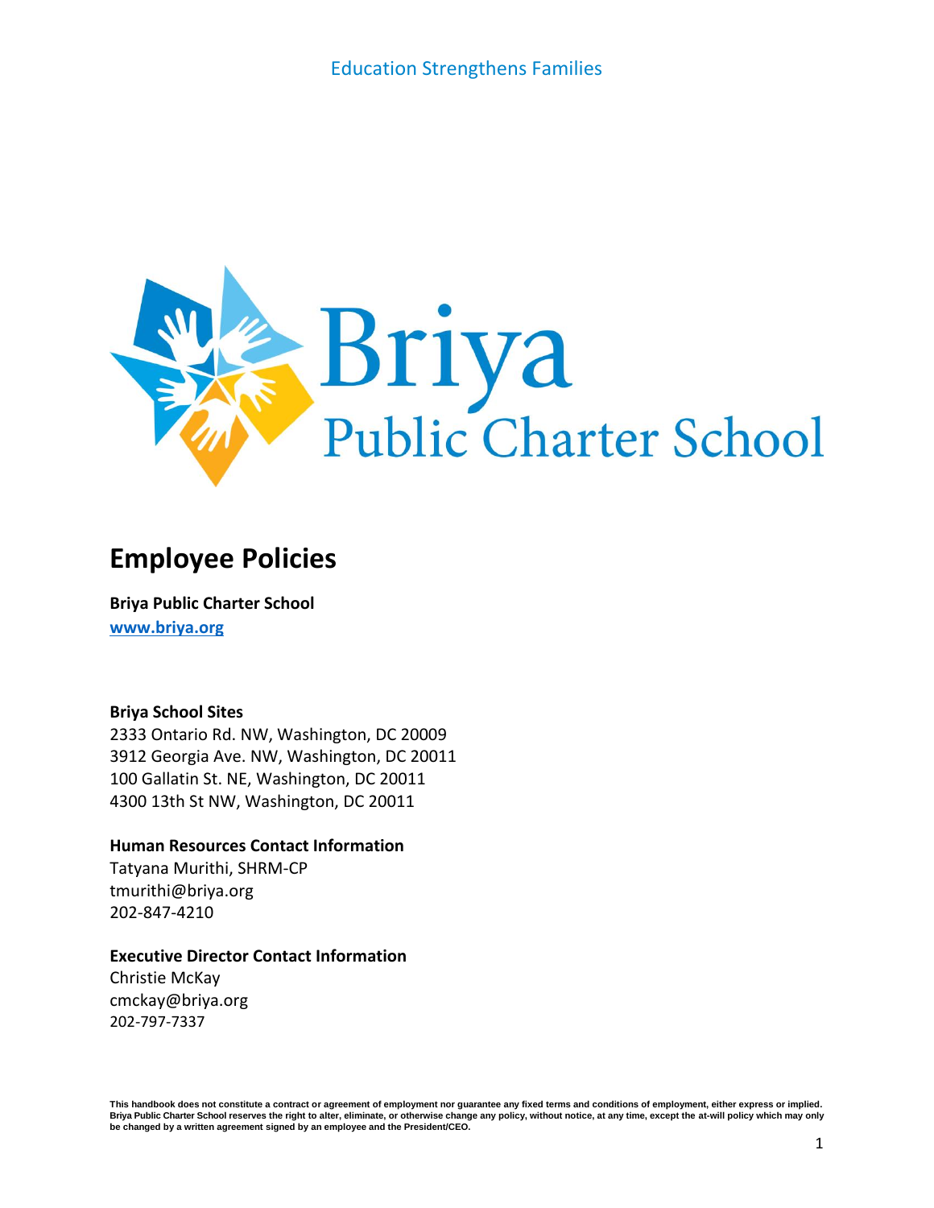Education Strengthens Families

Briya
Public Charter School

# Employee Policies

**Briya Public Charter School**
**[www.briya.org](http://www.briya.org)**

**Briya School Sites**
2333 Ontario Rd. NW, Washington, DC 20009
3912 Georgia Ave. NW, Washington, DC 20011
100 Gallatin St. NE, Washington, DC 20011
4300 13th St NW, Washington, DC 20011

**Human Resources Contact Information**
Tatyana Murithi, SHRM-CP
tmurithi@briya.org
202-847-4210

**Executive Director Contact Information**
Christie McKay
cmckay@briya.org
202-797-7337

**This handbook does not constitute a contract or agreement of employment nor guarantee any fixed terms and conditions of employment, either express or implied. Briya Public Charter School reserves the right to alter, eliminate, or otherwise change any policy, without notice, at any time, except the at-will policy which may only be changed by a written agreement signed by an employee and the President/CEO.**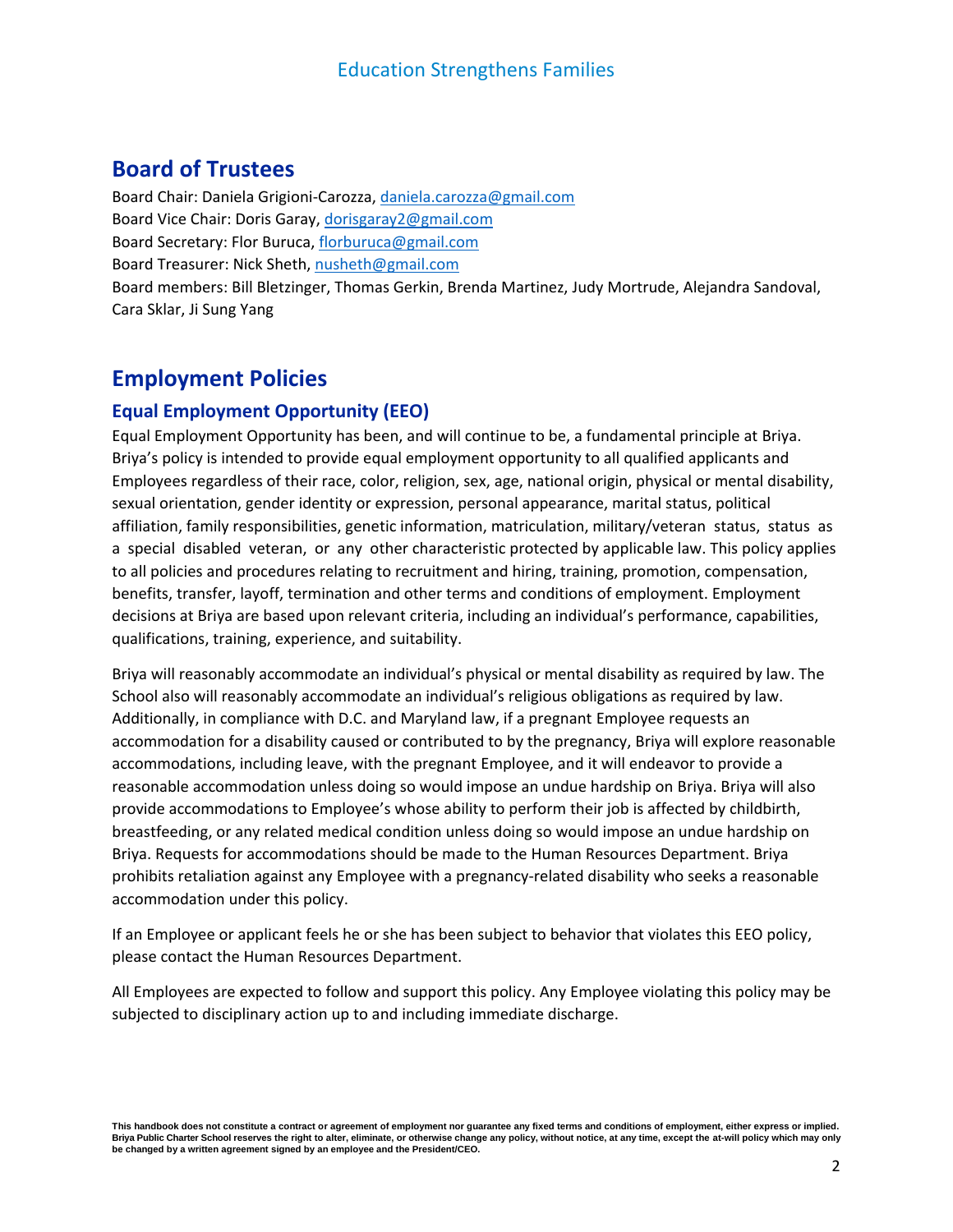## Board of Trustees

Board Chair: Daniela Grigioni-Carozza, daniela.carozza@gmail.com
Board Vice Chair: Doris Garay, dorisgaray2@gmail.com
Board Secretary: Flor Buruca, florburuca@gmail.com
Board Treasurer: Nick Sheth, nusheth@gmail.com
Board members: Bill Bletzinger, Thomas Gerkin, Brenda Martinez, Judy Mortrude, Alejandra Sandoval, Cara Sklar, Ji Sung Yang

## Employment Policies

### Equal Employment Opportunity (EEO)

Equal Employment Opportunity has been, and will continue to be, a fundamental principle at Briya. Briya's policy is intended to provide equal employment opportunity to all qualified applicants and Employees regardless of their race, color, religion, sex, age, national origin, physical or mental disability, sexual orientation, gender identity or expression, personal appearance, marital status, political affiliation, family responsibilities, genetic information, matriculation, military/veteran status, status as a special disabled veteran, or any other characteristic protected by applicable law. This policy applies to all policies and procedures relating to recruitment and hiring, training, promotion, compensation, benefits, transfer, layoff, termination and other terms and conditions of employment. Employment decisions at Briya are based upon relevant criteria, including an individual's performance, capabilities, qualifications, training, experience, and suitability.

Briya will reasonably accommodate an individual's physical or mental disability as required by law. The School also will reasonably accommodate an individual's religious obligations as required by law. Additionally, in compliance with D.C. and Maryland law, if a pregnant Employee requests an accommodation for a disability caused or contributed to by the pregnancy, Briya will explore reasonable accommodations, including leave, with the pregnant Employee, and it will endeavor to provide a reasonable accommodation unless doing so would impose an undue hardship on Briya. Briya will also provide accommodations to Employee's whose ability to perform their job is affected by childbirth, breastfeeding, or any related medical condition unless doing so would impose an undue hardship on Briya. Requests for accommodations should be made to the Human Resources Department. Briya prohibits retaliation against any Employee with a pregnancy-related disability who seeks a reasonable accommodation under this policy.

If an Employee or applicant feels he or she has been subject to behavior that violates this EEO policy, please contact the Human Resources Department.

All Employees are expected to follow and support this policy. Any Employee violating this policy may be subjected to disciplinary action up to and including immediate discharge.

**This handbook does not constitute a contract or agreement of employment nor guarantee any fixed terms and conditions of employment, either express or implied. Briya Public Charter School reserves the right to alter, eliminate, or otherwise change any policy, without notice, at any time, except the at-will policy which may only be changed by a written agreement signed by an employee and the President/CEO.**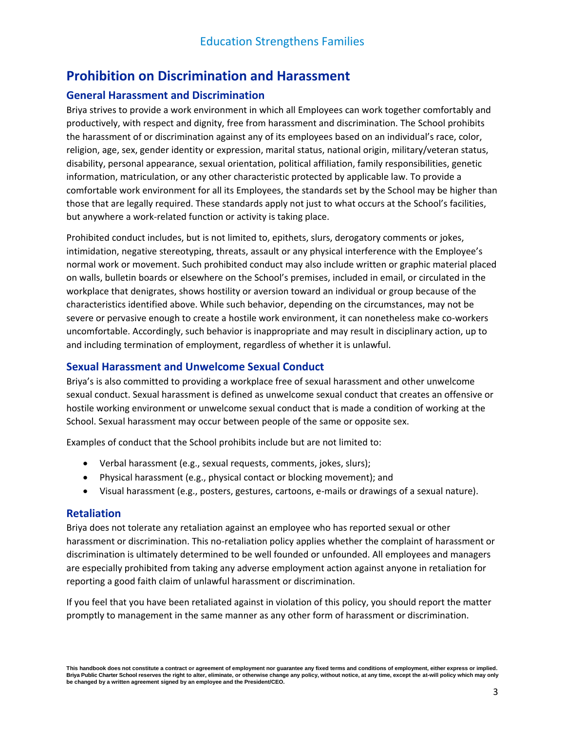## Prohibition on Discrimination and Harassment

### General Harassment and Discrimination

Briya strives to provide a work environment in which all Employees can work together comfortably and productively, with respect and dignity, free from harassment and discrimination. The School prohibits the harassment of or discrimination against any of its employees based on an individual's race, color, religion, age, sex, gender identity or expression, marital status, national origin, military/veteran status, disability, personal appearance, sexual orientation, political affiliation, family responsibilities, genetic information, matriculation, or any other characteristic protected by applicable law. To provide a comfortable work environment for all its Employees, the standards set by the School may be higher than those that are legally required. These standards apply not just to what occurs at the School's facilities, but anywhere a work-related function or activity is taking place.

Prohibited conduct includes, but is not limited to, epithets, slurs, derogatory comments or jokes, intimidation, negative stereotyping, threats, assault or any physical interference with the Employee's normal work or movement. Such prohibited conduct may also include written or graphic material placed on walls, bulletin boards or elsewhere on the School's premises, included in email, or circulated in the workplace that denigrates, shows hostility or aversion toward an individual or group because of the characteristics identified above. While such behavior, depending on the circumstances, may not be severe or pervasive enough to create a hostile work environment, it can nonetheless make co-workers uncomfortable. Accordingly, such behavior is inappropriate and may result in disciplinary action, up to and including termination of employment, regardless of whether it is unlawful.

### Sexual Harassment and Unwelcome Sexual Conduct

Briya's is also committed to providing a workplace free of sexual harassment and other unwelcome sexual conduct. Sexual harassment is defined as unwelcome sexual conduct that creates an offensive or hostile working environment or unwelcome sexual conduct that is made a condition of working at the School. Sexual harassment may occur between people of the same or opposite sex.

Examples of conduct that the School prohibits include but are not limited to:

- Verbal harassment (e.g., sexual requests, comments, jokes, slurs);
- Physical harassment (e.g., physical contact or blocking movement); and
- Visual harassment (e.g., posters, gestures, cartoons, e-mails or drawings of a sexual nature).

### Retaliation

Briya does not tolerate any retaliation against an employee who has reported sexual or other harassment or discrimination. This no-retaliation policy applies whether the complaint of harassment or discrimination is ultimately determined to be well founded or unfounded. All employees and managers are especially prohibited from taking any adverse employment action against anyone in retaliation for reporting a good faith claim of unlawful harassment or discrimination.

If you feel that you have been retaliated against in violation of this policy, you should report the matter promptly to management in the same manner as any other form of harassment or discrimination.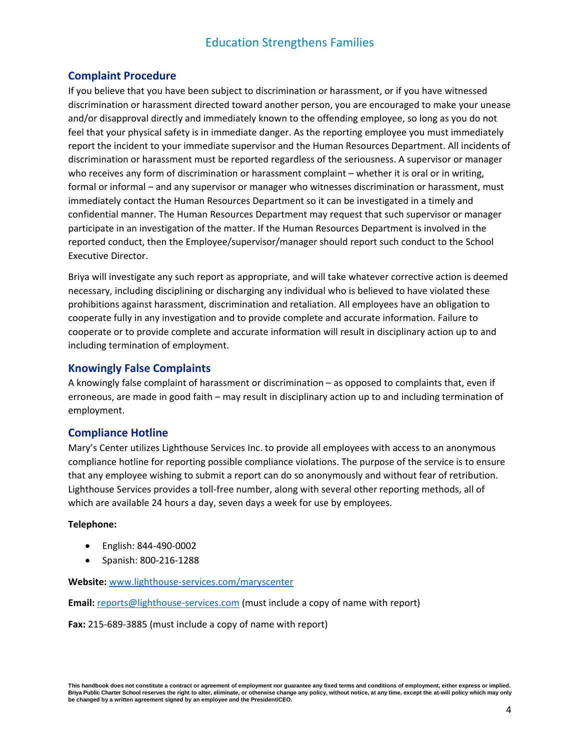## Complaint Procedure

If you believe that you have been subject to discrimination or harassment, or if you have witnessed discrimination or harassment directed toward another person, you are encouraged to make your unease and/or disapproval directly and immediately known to the offending employee, so long as you do not feel that your physical safety is in immediate danger. As the reporting employee you must immediately report the incident to your immediate supervisor and the Human Resources Department. All incidents of discrimination or harassment must be reported regardless of the seriousness. A supervisor or manager who receives any form of discrimination or harassment complaint – whether it is oral or in writing, formal or informal – and any supervisor or manager who witnesses discrimination or harassment, must immediately contact the Human Resources Department so it can be investigated in a timely and confidential manner. The Human Resources Department may request that such supervisor or manager participate in an investigation of the matter. If the Human Resources Department is involved in the reported conduct, then the Employee/supervisor/manager should report such conduct to the School Executive Director.

Briya will investigate any such report as appropriate, and will take whatever corrective action is deemed necessary, including disciplining or discharging any individual who is believed to have violated these prohibitions against harassment, discrimination and retaliation. All employees have an obligation to cooperate fully in any investigation and to provide complete and accurate information. Failure to cooperate or to provide complete and accurate information will result in disciplinary action up to and including termination of employment.

## Knowingly False Complaints

A knowingly false complaint of harassment or discrimination – as opposed to complaints that, even if erroneous, are made in good faith – may result in disciplinary action up to and including termination of employment.

## Compliance Hotline

Mary's Center utilizes Lighthouse Services Inc. to provide all employees with access to an anonymous compliance hotline for reporting possible compliance violations. The purpose of the service is to ensure that any employee wishing to submit a report can do so anonymously and without fear of retribution. Lighthouse Services provides a toll-free number, along with several other reporting methods, all of which are available 24 hours a day, seven days a week for use by employees.

**Telephone:**

- English: 844-490-0002
- Spanish: 800-216-1288

**Website:** www.lighthouse-services.com/maryscenter

**Email:** reports@lighthouse-services.com (must include a copy of name with report)

**Fax:** 215-689-3885 (must include a copy of name with report)

**This handbook does not constitute a contract or agreement of employment nor guarantee any fixed terms and conditions of employment, either express or implied. Briya Public Charter School reserves the right to alter, eliminate, or otherwise change any policy, without notice, at any time, except the at-will policy which may only be changed by a written agreement signed by an employee and the President/CEO.**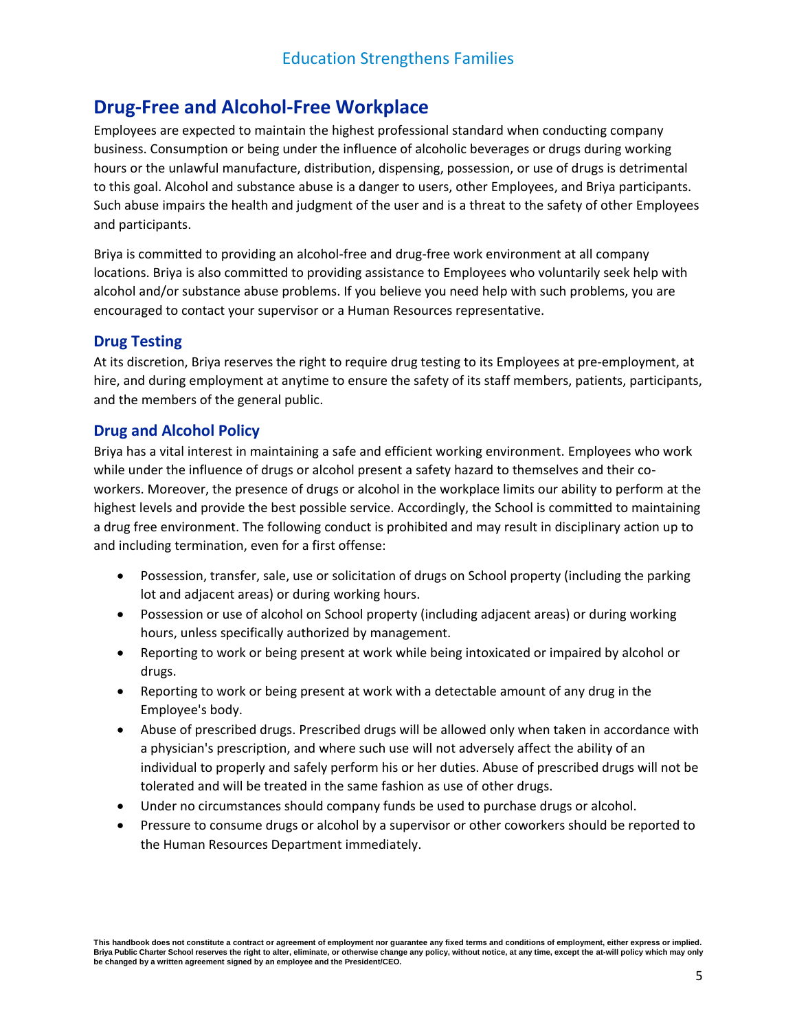## Drug-Free and Alcohol-Free Workplace

Employees are expected to maintain the highest professional standard when conducting company business. Consumption or being under the influence of alcoholic beverages or drugs during working hours or the unlawful manufacture, distribution, dispensing, possession, or use of drugs is detrimental to this goal. Alcohol and substance abuse is a danger to users, other Employees, and Briya participants. Such abuse impairs the health and judgment of the user and is a threat to the safety of other Employees and participants.

Briya is committed to providing an alcohol-free and drug-free work environment at all company locations. Briya is also committed to providing assistance to Employees who voluntarily seek help with alcohol and/or substance abuse problems. If you believe you need help with such problems, you are encouraged to contact your supervisor or a Human Resources representative.

### Drug Testing

At its discretion, Briya reserves the right to require drug testing to its Employees at pre-employment, at hire, and during employment at anytime to ensure the safety of its staff members, patients, participants, and the members of the general public.

### Drug and Alcohol Policy

Briya has a vital interest in maintaining a safe and efficient working environment. Employees who work while under the influence of drugs or alcohol present a safety hazard to themselves and their co-workers. Moreover, the presence of drugs or alcohol in the workplace limits our ability to perform at the highest levels and provide the best possible service. Accordingly, the School is committed to maintaining a drug free environment. The following conduct is prohibited and may result in disciplinary action up to and including termination, even for a first offense:

- Possession, transfer, sale, use or solicitation of drugs on School property (including the parking lot and adjacent areas) or during working hours.
- Possession or use of alcohol on School property (including adjacent areas) or during working hours, unless specifically authorized by management.
- Reporting to work or being present at work while being intoxicated or impaired by alcohol or drugs.
- Reporting to work or being present at work with a detectable amount of any drug in the Employee's body.
- Abuse of prescribed drugs. Prescribed drugs will be allowed only when taken in accordance with a physician's prescription, and where such use will not adversely affect the ability of an individual to properly and safely perform his or her duties. Abuse of prescribed drugs will not be tolerated and will be treated in the same fashion as use of other drugs.
- Under no circumstances should company funds be used to purchase drugs or alcohol.
- Pressure to consume drugs or alcohol by a supervisor or other coworkers should be reported to the Human Resources Department immediately.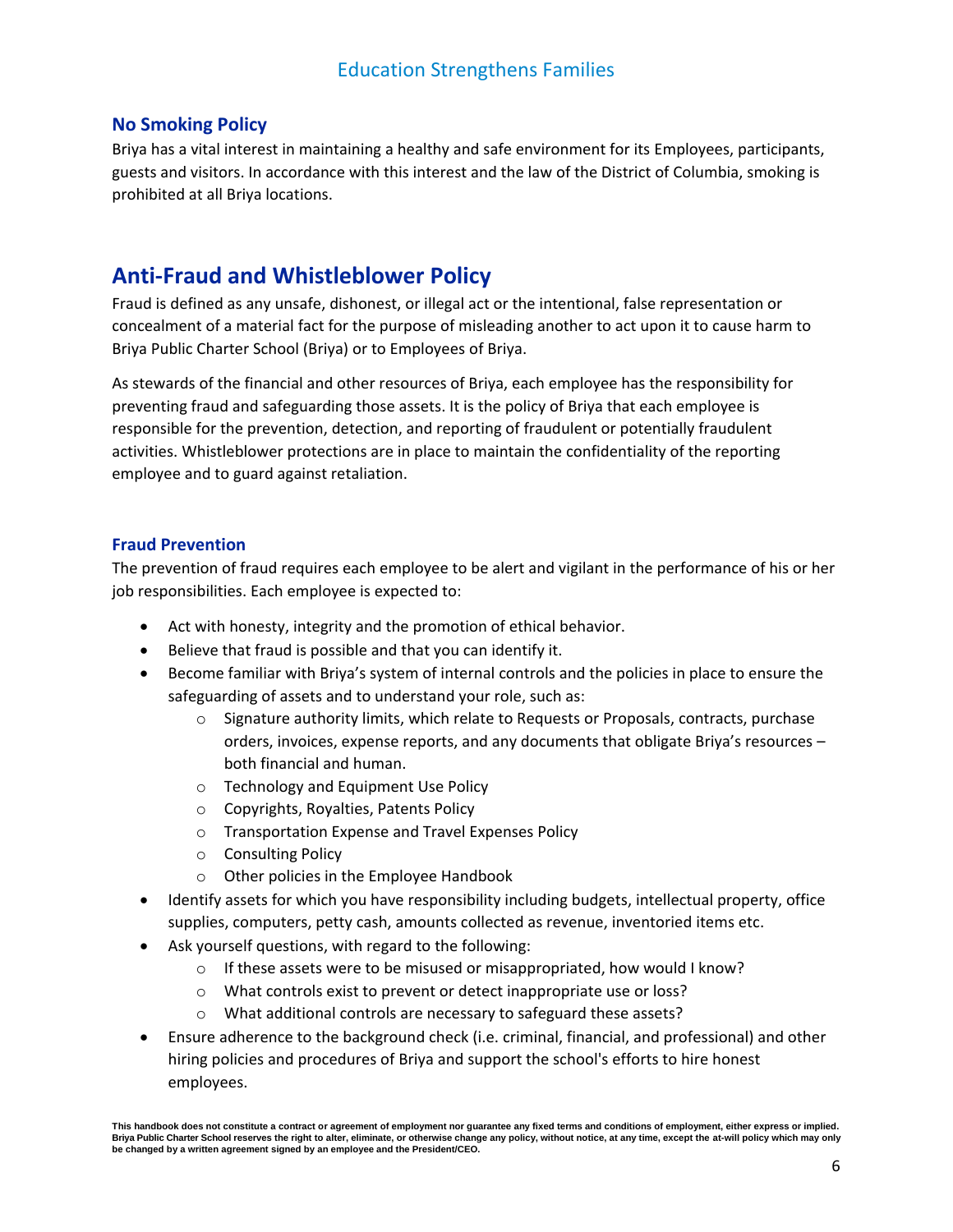### No Smoking Policy

Briya has a vital interest in maintaining a healthy and safe environment for its Employees, participants, guests and visitors. In accordance with this interest and the law of the District of Columbia, smoking is prohibited at all Briya locations.

## Anti-Fraud and Whistleblower Policy

Fraud is defined as any unsafe, dishonest, or illegal act or the intentional, false representation or concealment of a material fact for the purpose of misleading another to act upon it to cause harm to Briya Public Charter School (Briya) or to Employees of Briya.

As stewards of the financial and other resources of Briya, each employee has the responsibility for preventing fraud and safeguarding those assets. It is the policy of Briya that each employee is responsible for the prevention, detection, and reporting of fraudulent or potentially fraudulent activities. Whistleblower protections are in place to maintain the confidentiality of the reporting employee and to guard against retaliation.

### Fraud Prevention

The prevention of fraud requires each employee to be alert and vigilant in the performance of his or her job responsibilities. Each employee is expected to:

- Act with honesty, integrity and the promotion of ethical behavior.
- Believe that fraud is possible and that you can identify it.
- Become familiar with Briya's system of internal controls and the policies in place to ensure the safeguarding of assets and to understand your role, such as:
  - Signature authority limits, which relate to Requests or Proposals, contracts, purchase orders, invoices, expense reports, and any documents that obligate Briya's resources – both financial and human.
  - Technology and Equipment Use Policy
  - Copyrights, Royalties, Patents Policy
  - Transportation Expense and Travel Expenses Policy
  - Consulting Policy
  - Other policies in the Employee Handbook
- Identify assets for which you have responsibility including budgets, intellectual property, office supplies, computers, petty cash, amounts collected as revenue, inventoried items etc.
- Ask yourself questions, with regard to the following:
  - If these assets were to be misused or misappropriated, how would I know?
  - What controls exist to prevent or detect inappropriate use or loss?
  - What additional controls are necessary to safeguard these assets?
- Ensure adherence to the background check (i.e. criminal, financial, and professional) and other hiring policies and procedures of Briya and support the school's efforts to hire honest employees.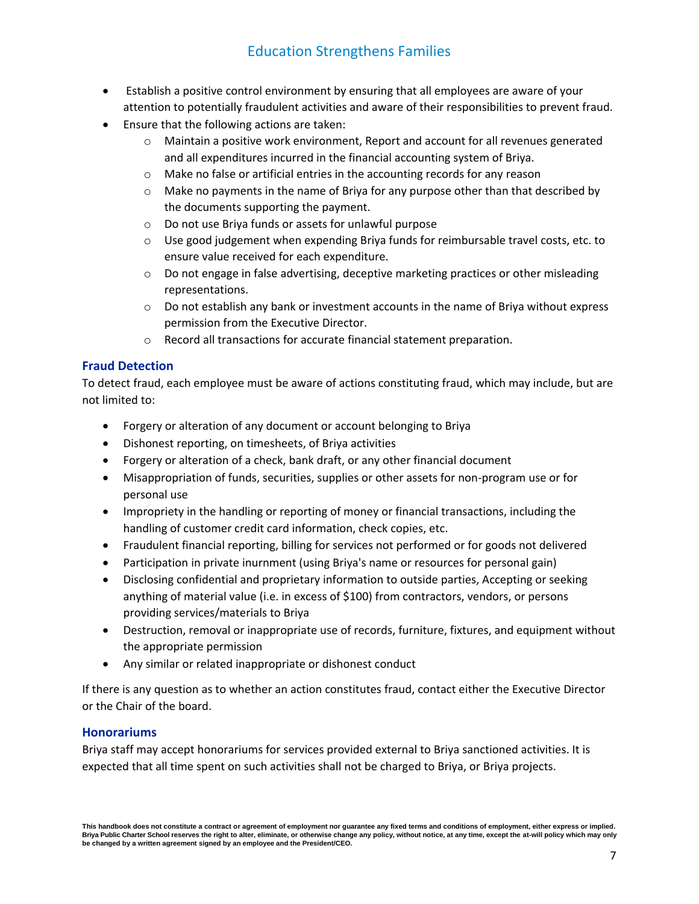- Establish a positive control environment by ensuring that all employees are aware of your attention to potentially fraudulent activities and aware of their responsibilities to prevent fraud.
- Ensure that the following actions are taken:
  - Maintain a positive work environment, Report and account for all revenues generated and all expenditures incurred in the financial accounting system of Briya.
  - Make no false or artificial entries in the accounting records for any reason
  - Make no payments in the name of Briya for any purpose other than that described by the documents supporting the payment.
  - Do not use Briya funds or assets for unlawful purpose
  - Use good judgement when expending Briya funds for reimbursable travel costs, etc. to ensure value received for each expenditure.
  - Do not engage in false advertising, deceptive marketing practices or other misleading representations.
  - Do not establish any bank or investment accounts in the name of Briya without express permission from the Executive Director.
  - Record all transactions for accurate financial statement preparation.

## Fraud Detection

To detect fraud, each employee must be aware of actions constituting fraud, which may include, but are not limited to:

- Forgery or alteration of any document or account belonging to Briya
- Dishonest reporting, on timesheets, of Briya activities
- Forgery or alteration of a check, bank draft, or any other financial document
- Misappropriation of funds, securities, supplies or other assets for non-program use or for personal use
- Impropriety in the handling or reporting of money or financial transactions, including the handling of customer credit card information, check copies, etc.
- Fraudulent financial reporting, billing for services not performed or for goods not delivered
- Participation in private inurnment (using Briya's name or resources for personal gain)
- Disclosing confidential and proprietary information to outside parties, Accepting or seeking anything of material value (i.e. in excess of $100) from contractors, vendors, or persons providing services/materials to Briya
- Destruction, removal or inappropriate use of records, furniture, fixtures, and equipment without the appropriate permission
- Any similar or related inappropriate or dishonest conduct

If there is any question as to whether an action constitutes fraud, contact either the Executive Director or the Chair of the board.

## Honorariums

Briya staff may accept honorariums for services provided external to Briya sanctioned activities. It is expected that all time spent on such activities shall not be charged to Briya, or Briya projects.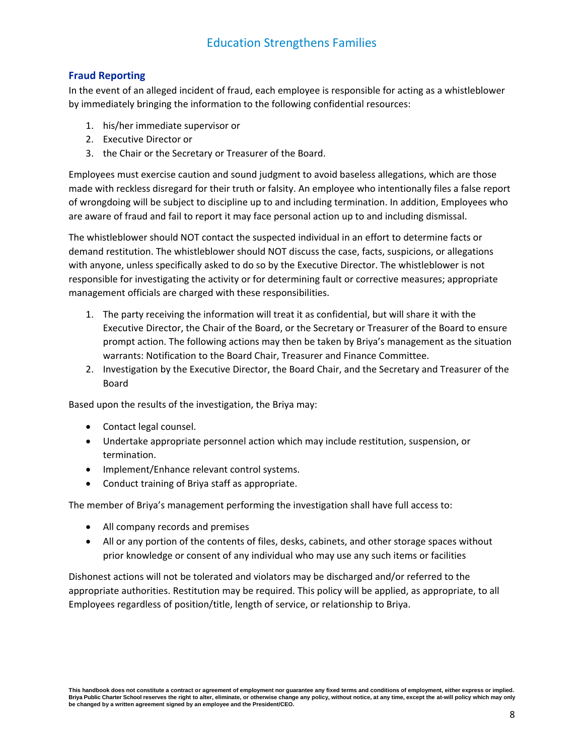### Fraud Reporting

In the event of an alleged incident of fraud, each employee is responsible for acting as a whistleblower by immediately bringing the information to the following confidential resources:

1. his/her immediate supervisor or
2. Executive Director or
3. the Chair or the Secretary or Treasurer of the Board.

Employees must exercise caution and sound judgment to avoid baseless allegations, which are those made with reckless disregard for their truth or falsity. An employee who intentionally files a false report of wrongdoing will be subject to discipline up to and including termination. In addition, Employees who are aware of fraud and fail to report it may face personal action up to and including dismissal.

The whistleblower should NOT contact the suspected individual in an effort to determine facts or demand restitution. The whistleblower should NOT discuss the case, facts, suspicions, or allegations with anyone, unless specifically asked to do so by the Executive Director. The whistleblower is not responsible for investigating the activity or for determining fault or corrective measures; appropriate management officials are charged with these responsibilities.

1. The party receiving the information will treat it as confidential, but will share it with the Executive Director, the Chair of the Board, or the Secretary or Treasurer of the Board to ensure prompt action. The following actions may then be taken by Briya's management as the situation warrants: Notification to the Board Chair, Treasurer and Finance Committee.
2. Investigation by the Executive Director, the Board Chair, and the Secretary and Treasurer of the Board

Based upon the results of the investigation, the Briya may:

- Contact legal counsel.
- Undertake appropriate personnel action which may include restitution, suspension, or termination.
- Implement/Enhance relevant control systems.
- Conduct training of Briya staff as appropriate.

The member of Briya's management performing the investigation shall have full access to:

- All company records and premises
- All or any portion of the contents of files, desks, cabinets, and other storage spaces without prior knowledge or consent of any individual who may use any such items or facilities

Dishonest actions will not be tolerated and violators may be discharged and/or referred to the appropriate authorities. Restitution may be required. This policy will be applied, as appropriate, to all Employees regardless of position/title, length of service, or relationship to Briya.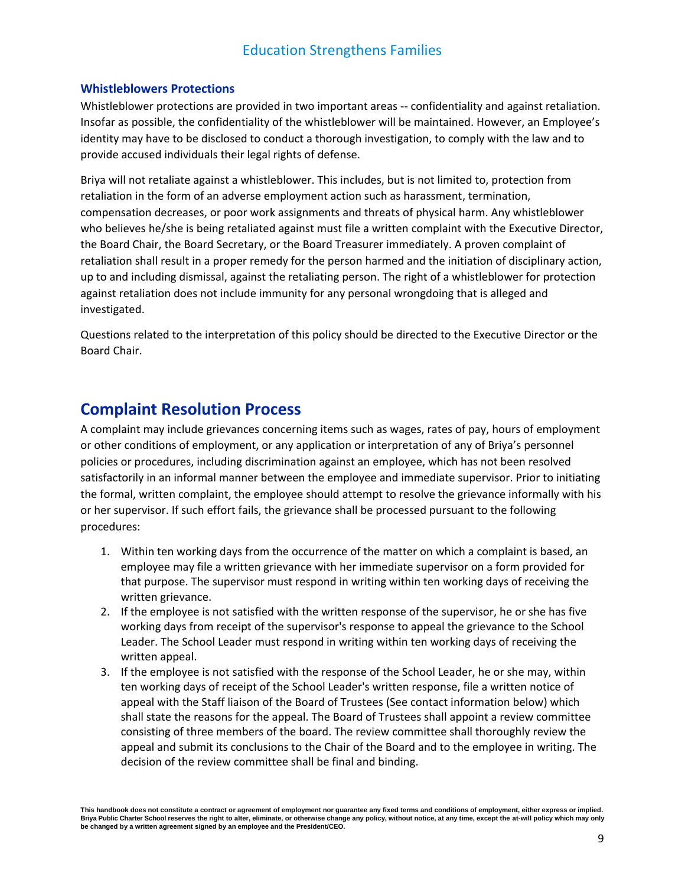### Whistleblowers Protections

Whistleblower protections are provided in two important areas -- confidentiality and against retaliation. Insofar as possible, the confidentiality of the whistleblower will be maintained. However, an Employee's identity may have to be disclosed to conduct a thorough investigation, to comply with the law and to provide accused individuals their legal rights of defense.

Briya will not retaliate against a whistleblower. This includes, but is not limited to, protection from retaliation in the form of an adverse employment action such as harassment, termination, compensation decreases, or poor work assignments and threats of physical harm. Any whistleblower who believes he/she is being retaliated against must file a written complaint with the Executive Director, the Board Chair, the Board Secretary, or the Board Treasurer immediately. A proven complaint of retaliation shall result in a proper remedy for the person harmed and the initiation of disciplinary action, up to and including dismissal, against the retaliating person. The right of a whistleblower for protection against retaliation does not include immunity for any personal wrongdoing that is alleged and investigated.

Questions related to the interpretation of this policy should be directed to the Executive Director or the Board Chair.

## Complaint Resolution Process

A complaint may include grievances concerning items such as wages, rates of pay, hours of employment or other conditions of employment, or any application or interpretation of any of Briya's personnel policies or procedures, including discrimination against an employee, which has not been resolved satisfactorily in an informal manner between the employee and immediate supervisor. Prior to initiating the formal, written complaint, the employee should attempt to resolve the grievance informally with his or her supervisor. If such effort fails, the grievance shall be processed pursuant to the following procedures:

1. Within ten working days from the occurrence of the matter on which a complaint is based, an employee may file a written grievance with her immediate supervisor on a form provided for that purpose. The supervisor must respond in writing within ten working days of receiving the written grievance.
2. If the employee is not satisfied with the written response of the supervisor, he or she has five working days from receipt of the supervisor's response to appeal the grievance to the School Leader. The School Leader must respond in writing within ten working days of receiving the written appeal.
3. If the employee is not satisfied with the response of the School Leader, he or she may, within ten working days of receipt of the School Leader's written response, file a written notice of appeal with the Staff liaison of the Board of Trustees (See contact information below) which shall state the reasons for the appeal. The Board of Trustees shall appoint a review committee consisting of three members of the board. The review committee shall thoroughly review the appeal and submit its conclusions to the Chair of the Board and to the employee in writing. The decision of the review committee shall be final and binding.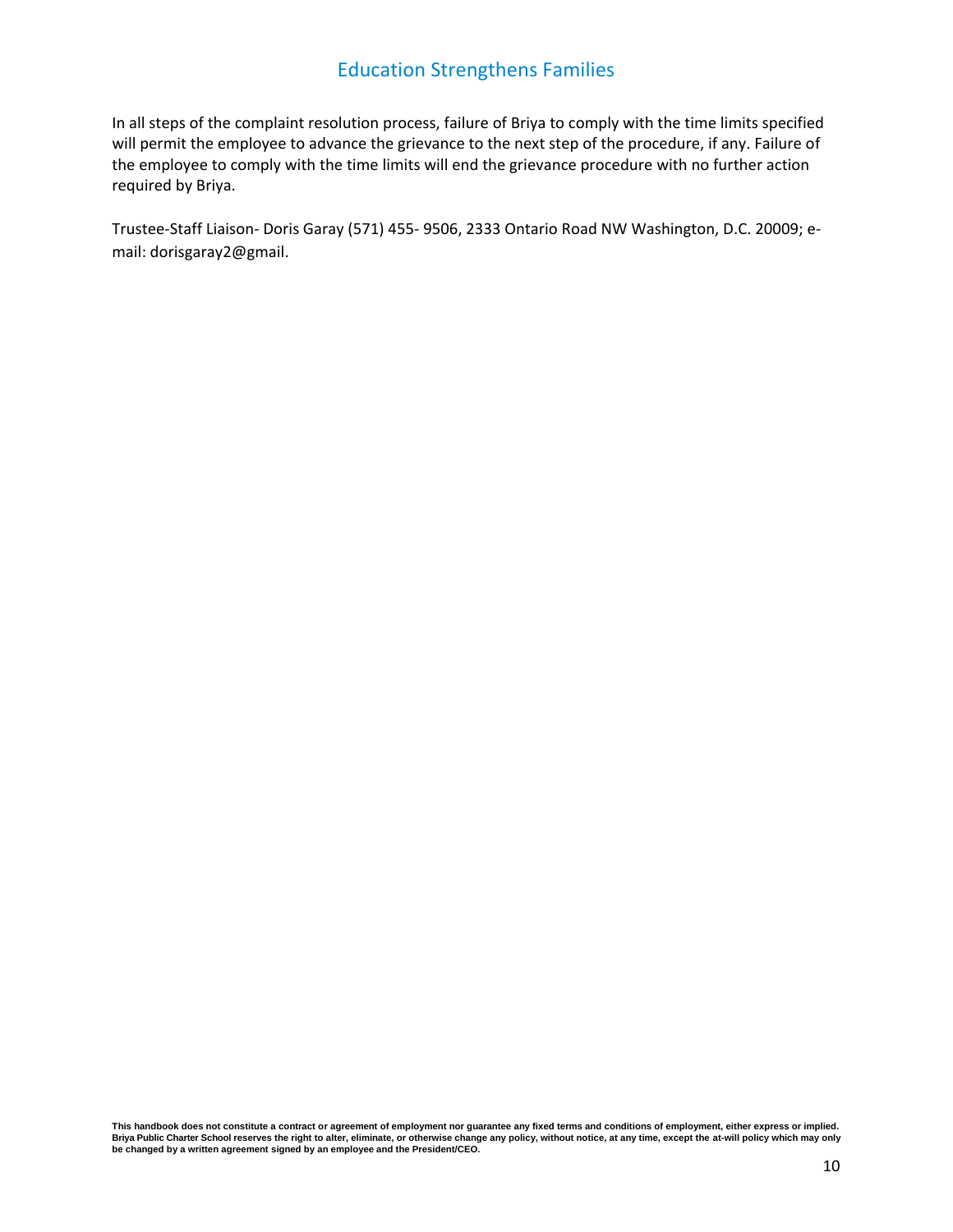In all steps of the complaint resolution process, failure of Briya to comply with the time limits specified will permit the employee to advance the grievance to the next step of the procedure, if any. Failure of the employee to comply with the time limits will end the grievance procedure with no further action required by Briya.

Trustee-Staff Liaison- Doris Garay (571) 455- 9506, 2333 Ontario Road NW Washington, D.C. 20009; e-mail: dorisgaray2@gmail.